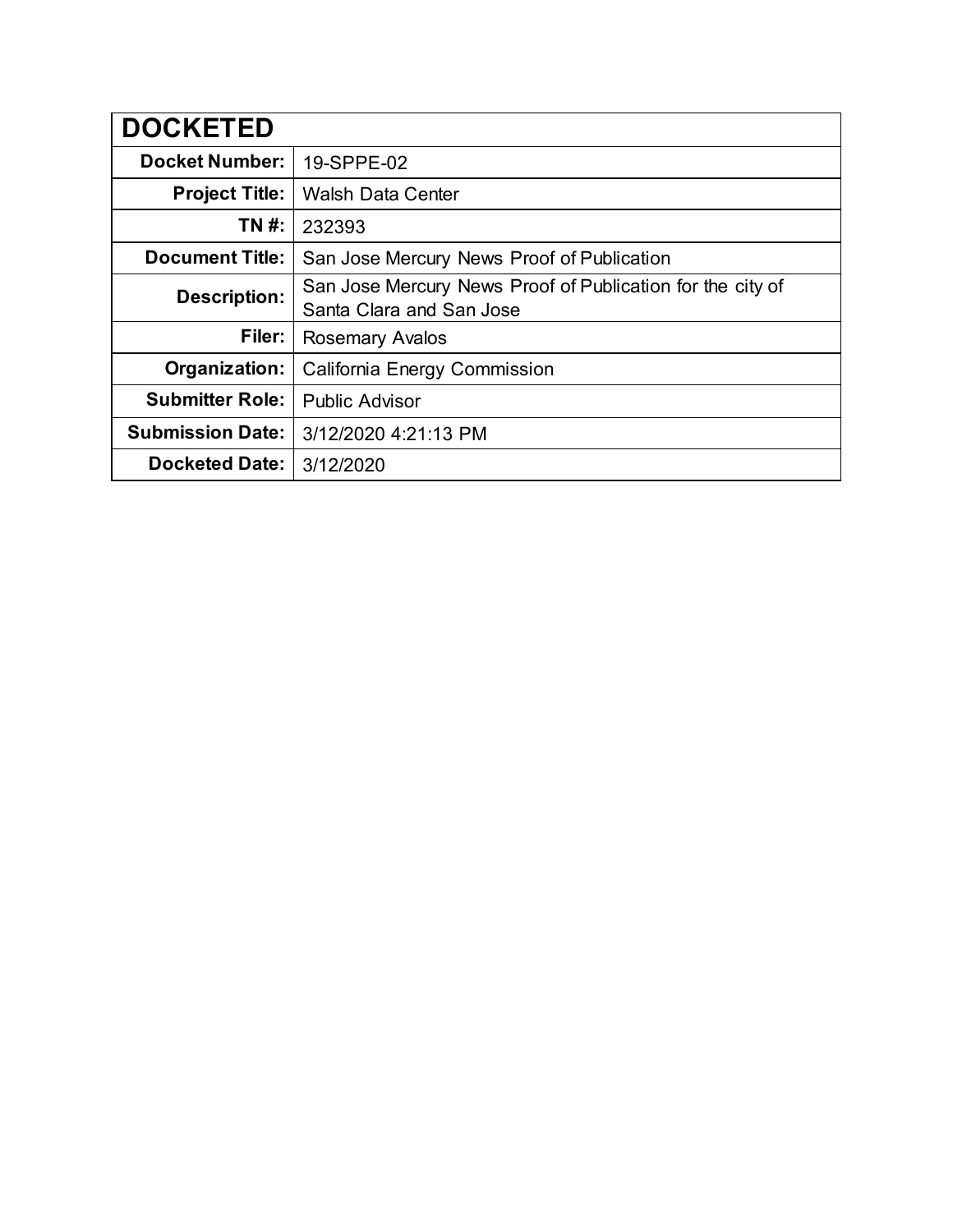| DOCKETED | |
|---|---|
| **Docket Number:** | 19-SPPE-02 |
| **Project Title:** | Walsh Data Center |
| **TN #:** | 232393 |
| **Document Title:** | San Jose Mercury News Proof of Publication |
| **Description:** | San Jose Mercury News Proof of Publication for the city of Santa Clara and San Jose |
| **Filer:** | Rosemary Avalos |
| **Organization:** | California Energy Commission |
| **Submitter Role:** | Public Advisor |
| **Submission Date:** | 3/12/2020 4:21:13 PM |
| **Docketed Date:** | 3/12/2020 |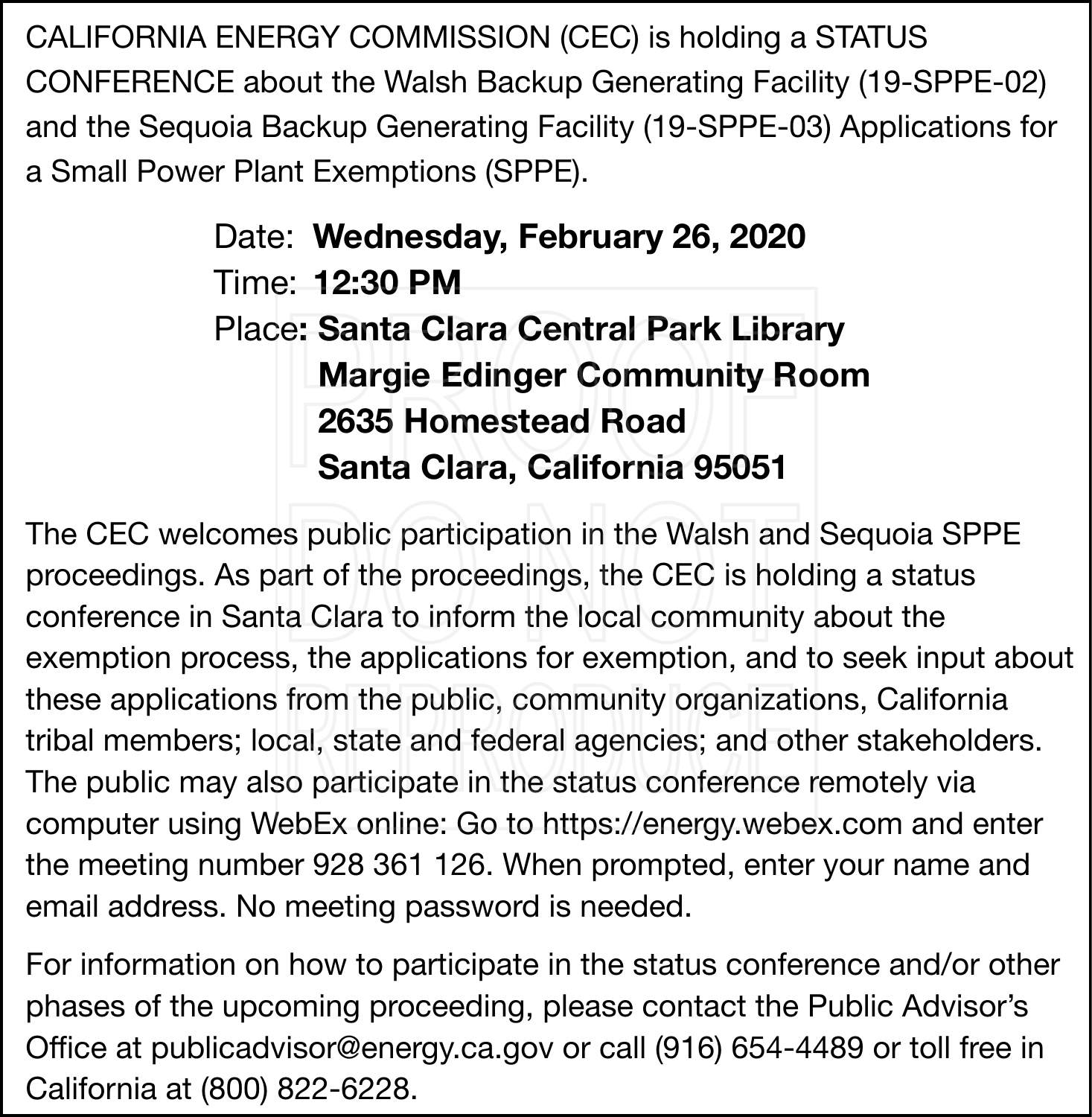CALIFORNIA ENERGY COMMISSION (CEC) is holding a STATUS CONFERENCE about the Walsh Backup Generating Facility (19-SPPE-02) and the Sequoia Backup Generating Facility (19-SPPE-03) Applications for a Small Power Plant Exemptions (SPPE).

Date: **Wednesday, February 26, 2020**
Time: **12:30 PM**
Place: **Santa Clara Central Park Library**
**Margie Edinger Community Room**
**2635 Homestead Road**
**Santa Clara, California 95051**

The CEC welcomes public participation in the Walsh and Sequoia SPPE proceedings. As part of the proceedings, the CEC is holding a status conference in Santa Clara to inform the local community about the exemption process, the applications for exemption, and to seek input about these applications from the public, community organizations, California tribal members; local, state and federal agencies; and other stakeholders. The public may also participate in the status conference remotely via computer using WebEx online: Go to https://energy.webex.com and enter the meeting number 928 361 126. When prompted, enter your name and email address. No meeting password is needed.

For information on how to participate in the status conference and/or other phases of the upcoming proceeding, please contact the Public Advisor's Office at publicadvisor@energy.ca.gov or call (916) 654-4489 or toll free in California at (800) 822-6228.